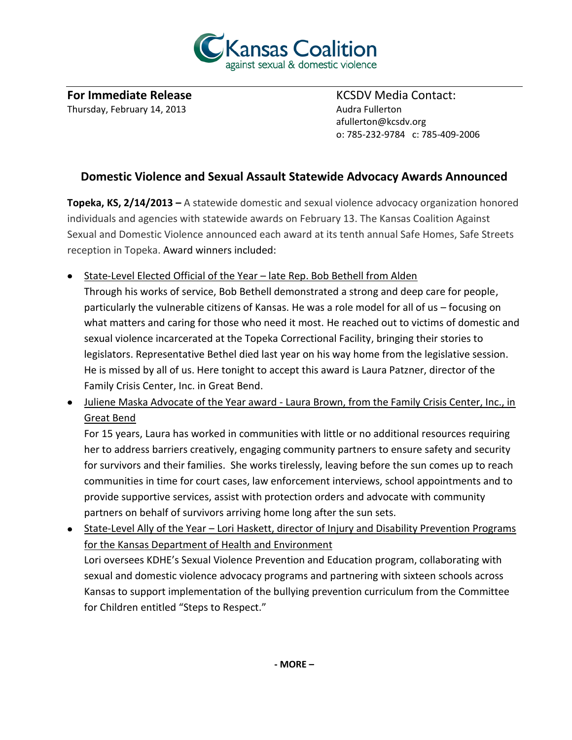Kansas Coalition against sexual & domestic violence

**For Immediate Release**
Thursday, February 14, 2013

KCSDV Media Contact:
Audra Fullerton
afullerton@kcsdv.org
o: 785-232-9784 c: 785-409-2006

## Domestic Violence and Sexual Assault Statewide Advocacy Awards Announced

**Topeka, KS, 2/14/2013 –** A statewide domestic and sexual violence advocacy organization honored individuals and agencies with statewide awards on February 13. The Kansas Coalition Against Sexual and Domestic Violence announced each award at its tenth annual Safe Homes, Safe Streets reception in Topeka. Award winners included:

- State-Level Elected Official of the Year – late Rep. Bob Bethell from Alden
  Through his works of service, Bob Bethell demonstrated a strong and deep care for people, particularly the vulnerable citizens of Kansas. He was a role model for all of us – focusing on what matters and caring for those who need it most. He reached out to victims of domestic and sexual violence incarcerated at the Topeka Correctional Facility, bringing their stories to legislators. Representative Bethel died last year on his way home from the legislative session. He is missed by all of us. Here tonight to accept this award is Laura Patzner, director of the Family Crisis Center, Inc. in Great Bend.
- Juliene Maska Advocate of the Year award - Laura Brown, from the Family Crisis Center, Inc., in Great Bend
  For 15 years, Laura has worked in communities with little or no additional resources requiring her to address barriers creatively, engaging community partners to ensure safety and security for survivors and their families. She works tirelessly, leaving before the sun comes up to reach communities in time for court cases, law enforcement interviews, school appointments and to provide supportive services, assist with protection orders and advocate with community partners on behalf of survivors arriving home long after the sun sets.
- State-Level Ally of the Year – Lori Haskett, director of Injury and Disability Prevention Programs for the Kansas Department of Health and Environment
  Lori oversees KDHE's Sexual Violence Prevention and Education program, collaborating with sexual and domestic violence advocacy programs and partnering with sixteen schools across Kansas to support implementation of the bullying prevention curriculum from the Committee for Children entitled "Steps to Respect."

**- MORE –**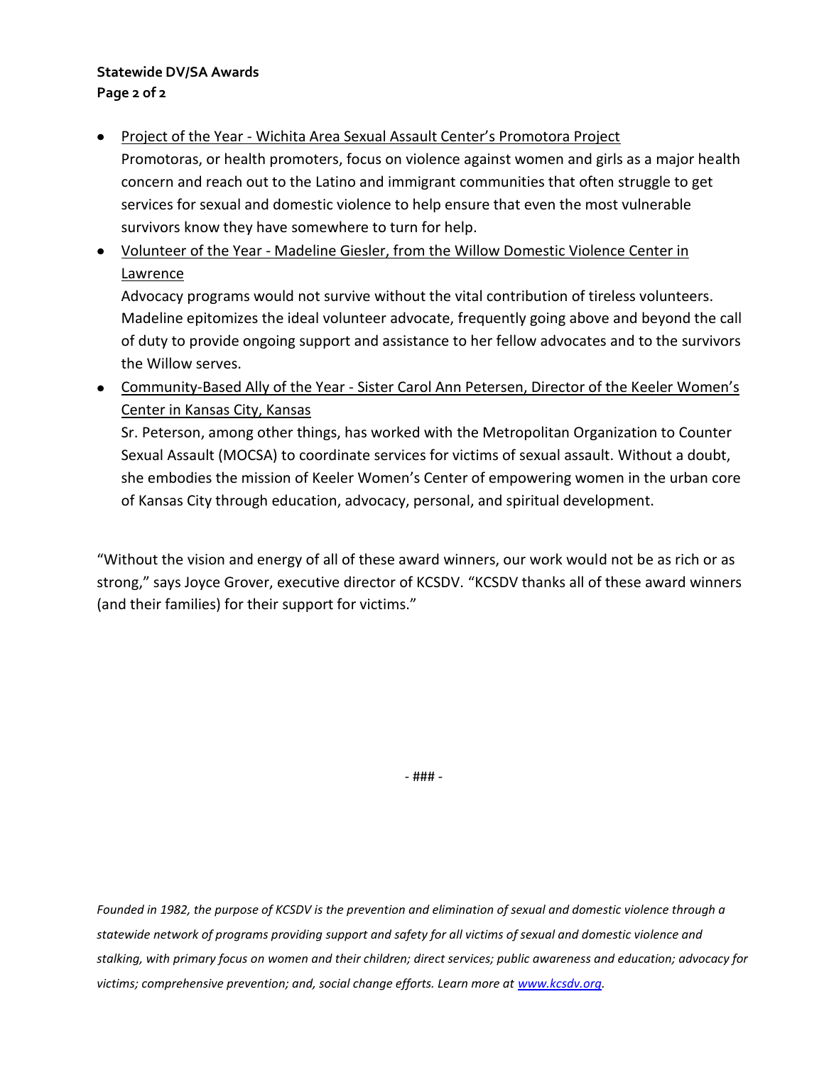- Project of the Year - Wichita Area Sexual Assault Center's Promotora Project
  Promotoras, or health promoters, focus on violence against women and girls as a major health concern and reach out to the Latino and immigrant communities that often struggle to get services for sexual and domestic violence to help ensure that even the most vulnerable survivors know they have somewhere to turn for help.
- Volunteer of the Year - Madeline Giesler, from the Willow Domestic Violence Center in Lawrence
  Advocacy programs would not survive without the vital contribution of tireless volunteers. Madeline epitomizes the ideal volunteer advocate, frequently going above and beyond the call of duty to provide ongoing support and assistance to her fellow advocates and to the survivors the Willow serves.
- Community-Based Ally of the Year - Sister Carol Ann Petersen, Director of the Keeler Women's Center in Kansas City, Kansas
  Sr. Peterson, among other things, has worked with the Metropolitan Organization to Counter Sexual Assault (MOCSA) to coordinate services for victims of sexual assault. Without a doubt, she embodies the mission of Keeler Women's Center of empowering women in the urban core of Kansas City through education, advocacy, personal, and spiritual development.

"Without the vision and energy of all of these award winners, our work would not be as rich or as strong," says Joyce Grover, executive director of KCSDV. "KCSDV thanks all of these award winners (and their families) for their support for victims."

\- ### -

*Founded in 1982, the purpose of KCSDV is the prevention and elimination of sexual and domestic violence through a statewide network of programs providing support and safety for all victims of sexual and domestic violence and stalking, with primary focus on women and their children; direct services; public awareness and education; advocacy for victims; comprehensive prevention; and, social change efforts. Learn more at [www.kcsdv.org](http://www.kcsdv.org).*